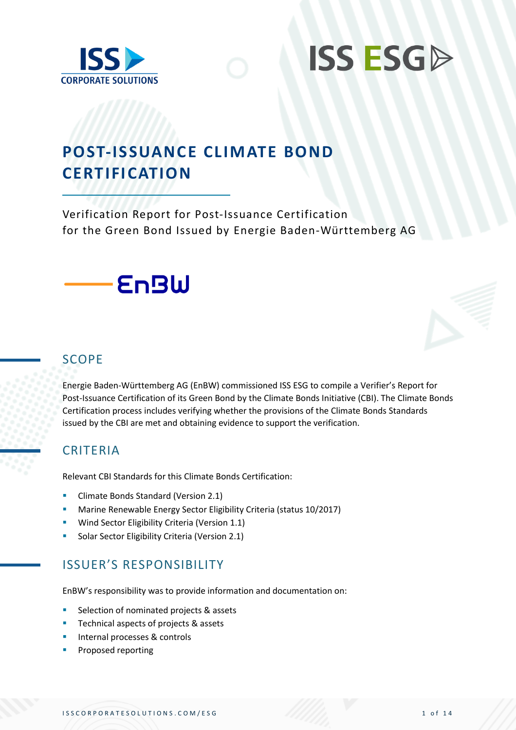# POST-ISSUANCE CLIMATE BOND CERTIFICATION

Verification Report for Post-Issuance Certification
for the Green Bond Issued by Energie Baden-Württemberg AG

## SCOPE

Energie Baden-Württemberg AG (EnBW) commissioned ISS ESG to compile a Verifier's Report for Post-Issuance Certification of its Green Bond by the Climate Bonds Initiative (CBI). The Climate Bonds Certification process includes verifying whether the provisions of the Climate Bonds Standards issued by the CBI are met and obtaining evidence to support the verification.

## CRITERIA

Relevant CBI Standards for this Climate Bonds Certification:

- Climate Bonds Standard (Version 2.1)
- Marine Renewable Energy Sector Eligibility Criteria (status 10/2017)
- Wind Sector Eligibility Criteria (Version 1.1)
- Solar Sector Eligibility Criteria (Version 2.1)

## ISSUER'S RESPONSIBILITY

EnBW's responsibility was to provide information and documentation on:

- Selection of nominated projects & assets
- Technical aspects of projects & assets
- Internal processes & controls
- Proposed reporting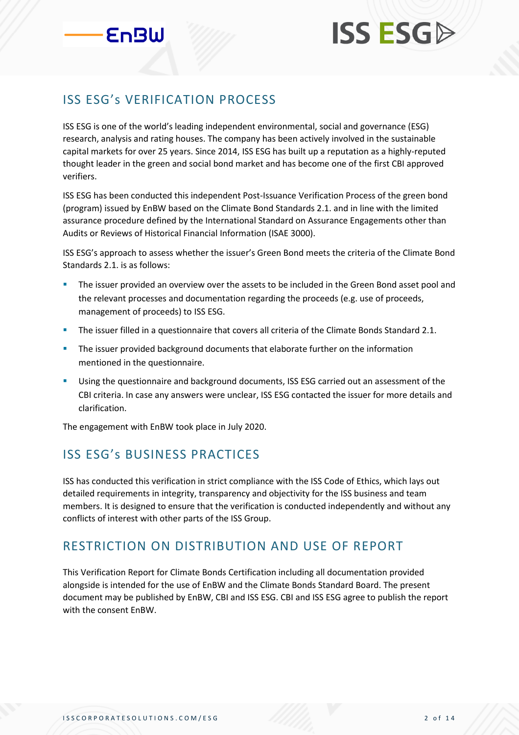## ISS ESG's VERIFICATION PROCESS

ISS ESG is one of the world's leading independent environmental, social and governance (ESG) research, analysis and rating houses. The company has been actively involved in the sustainable capital markets for over 25 years. Since 2014, ISS ESG has built up a reputation as a highly-reputed thought leader in the green and social bond market and has become one of the first CBI approved verifiers.

ISS ESG has been conducted this independent Post-Issuance Verification Process of the green bond (program) issued by EnBW based on the Climate Bond Standards 2.1. and in line with the limited assurance procedure defined by the International Standard on Assurance Engagements other than Audits or Reviews of Historical Financial Information (ISAE 3000).

ISS ESG's approach to assess whether the issuer's Green Bond meets the criteria of the Climate Bond Standards 2.1. is as follows:

- The issuer provided an overview over the assets to be included in the Green Bond asset pool and the relevant processes and documentation regarding the proceeds (e.g. use of proceeds, management of proceeds) to ISS ESG.
- The issuer filled in a questionnaire that covers all criteria of the Climate Bonds Standard 2.1.
- The issuer provided background documents that elaborate further on the information mentioned in the questionnaire.
- Using the questionnaire and background documents, ISS ESG carried out an assessment of the CBI criteria. In case any answers were unclear, ISS ESG contacted the issuer for more details and clarification.

The engagement with EnBW took place in July 2020.

## ISS ESG's BUSINESS PRACTICES

ISS has conducted this verification in strict compliance with the ISS Code of Ethics, which lays out detailed requirements in integrity, transparency and objectivity for the ISS business and team members. It is designed to ensure that the verification is conducted independently and without any conflicts of interest with other parts of the ISS Group.

## RESTRICTION ON DISTRIBUTION AND USE OF REPORT

This Verification Report for Climate Bonds Certification including all documentation provided alongside is intended for the use of EnBW and the Climate Bonds Standard Board. The present document may be published by EnBW, CBI and ISS ESG. CBI and ISS ESG agree to publish the report with the consent EnBW.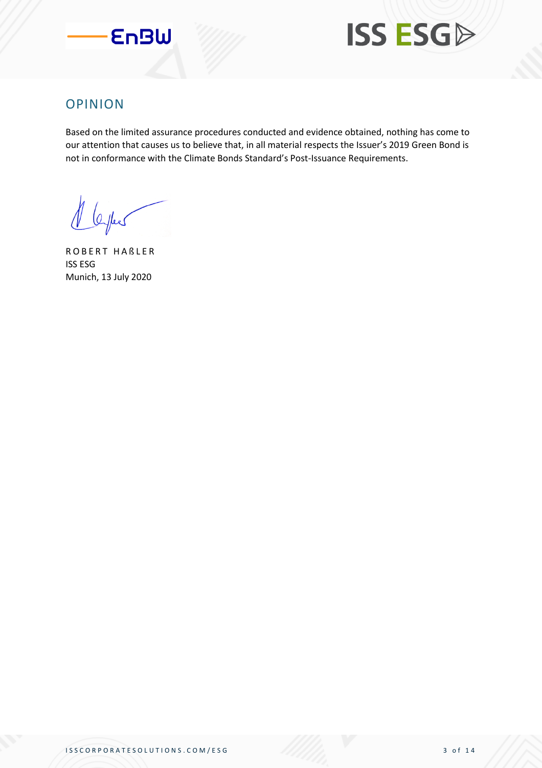## OPINION

Based on the limited assurance procedures conducted and evidence obtained, nothing has come to our attention that causes us to believe that, in all material respects the Issuer's 2019 Green Bond is not in conformance with the Climate Bonds Standard's Post-Issuance Requirements.

ROBERT HAßLER
ISS ESG
Munich, 13 July 2020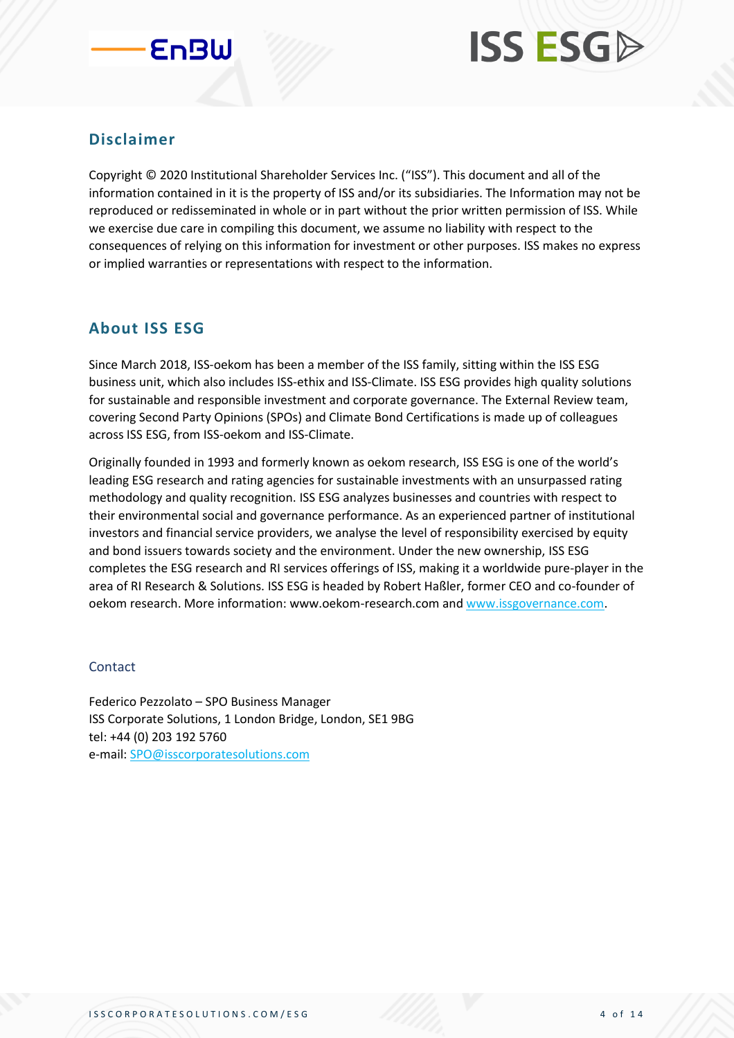## Disclaimer

Copyright © 2020 Institutional Shareholder Services Inc. ("ISS"). This document and all of the information contained in it is the property of ISS and/or its subsidiaries. The Information may not be reproduced or redisseminated in whole or in part without the prior written permission of ISS. While we exercise due care in compiling this document, we assume no liability with respect to the consequences of relying on this information for investment or other purposes. ISS makes no express or implied warranties or representations with respect to the information.

## About ISS ESG

Since March 2018, ISS-oekom has been a member of the ISS family, sitting within the ISS ESG business unit, which also includes ISS-ethix and ISS-Climate. ISS ESG provides high quality solutions for sustainable and responsible investment and corporate governance. The External Review team, covering Second Party Opinions (SPOs) and Climate Bond Certifications is made up of colleagues across ISS ESG, from ISS-oekom and ISS-Climate.

Originally founded in 1993 and formerly known as oekom research, ISS ESG is one of the world's leading ESG research and rating agencies for sustainable investments with an unsurpassed rating methodology and quality recognition. ISS ESG analyzes businesses and countries with respect to their environmental social and governance performance. As an experienced partner of institutional investors and financial service providers, we analyse the level of responsibility exercised by equity and bond issuers towards society and the environment. Under the new ownership, ISS ESG completes the ESG research and RI services offerings of ISS, making it a worldwide pure-player in the area of RI Research & Solutions. ISS ESG is headed by Robert Haßler, former CEO and co-founder of oekom research. More information: www.oekom-research.com and www.issgovernance.com.

### Contact

Federico Pezzolato – SPO Business Manager
ISS Corporate Solutions, 1 London Bridge, London, SE1 9BG
tel: +44 (0) 203 192 5760
e-mail: SPO@isscorporatesolutions.com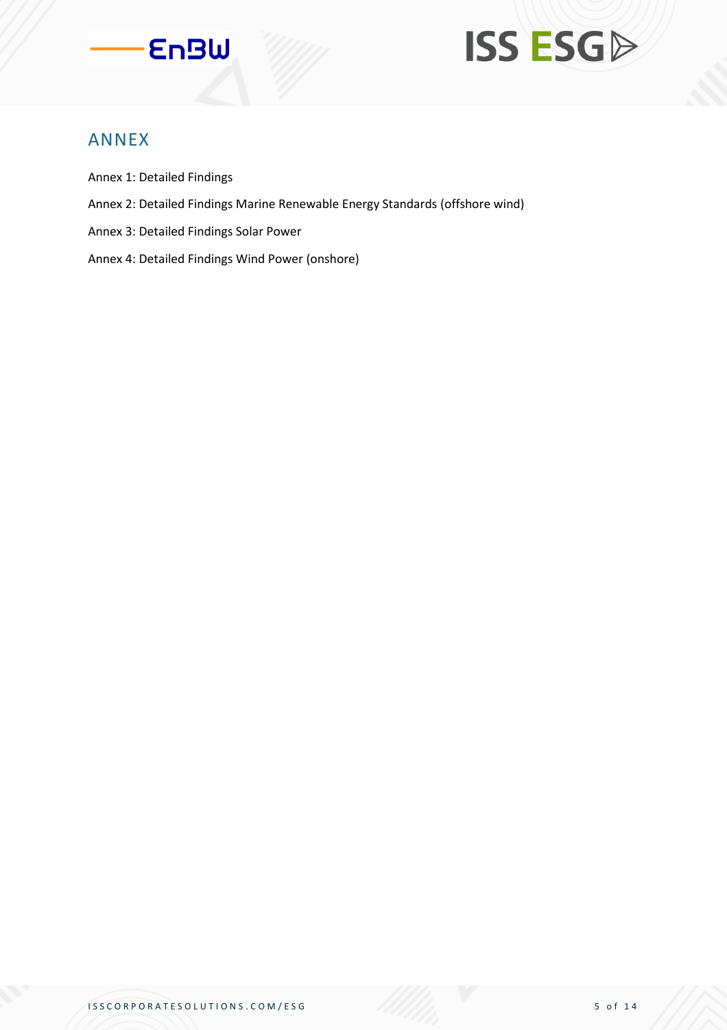## ANNEX

Annex 1: Detailed Findings

Annex 2: Detailed Findings Marine Renewable Energy Standards (offshore wind)

Annex 3: Detailed Findings Solar Power

Annex 4: Detailed Findings Wind Power (onshore)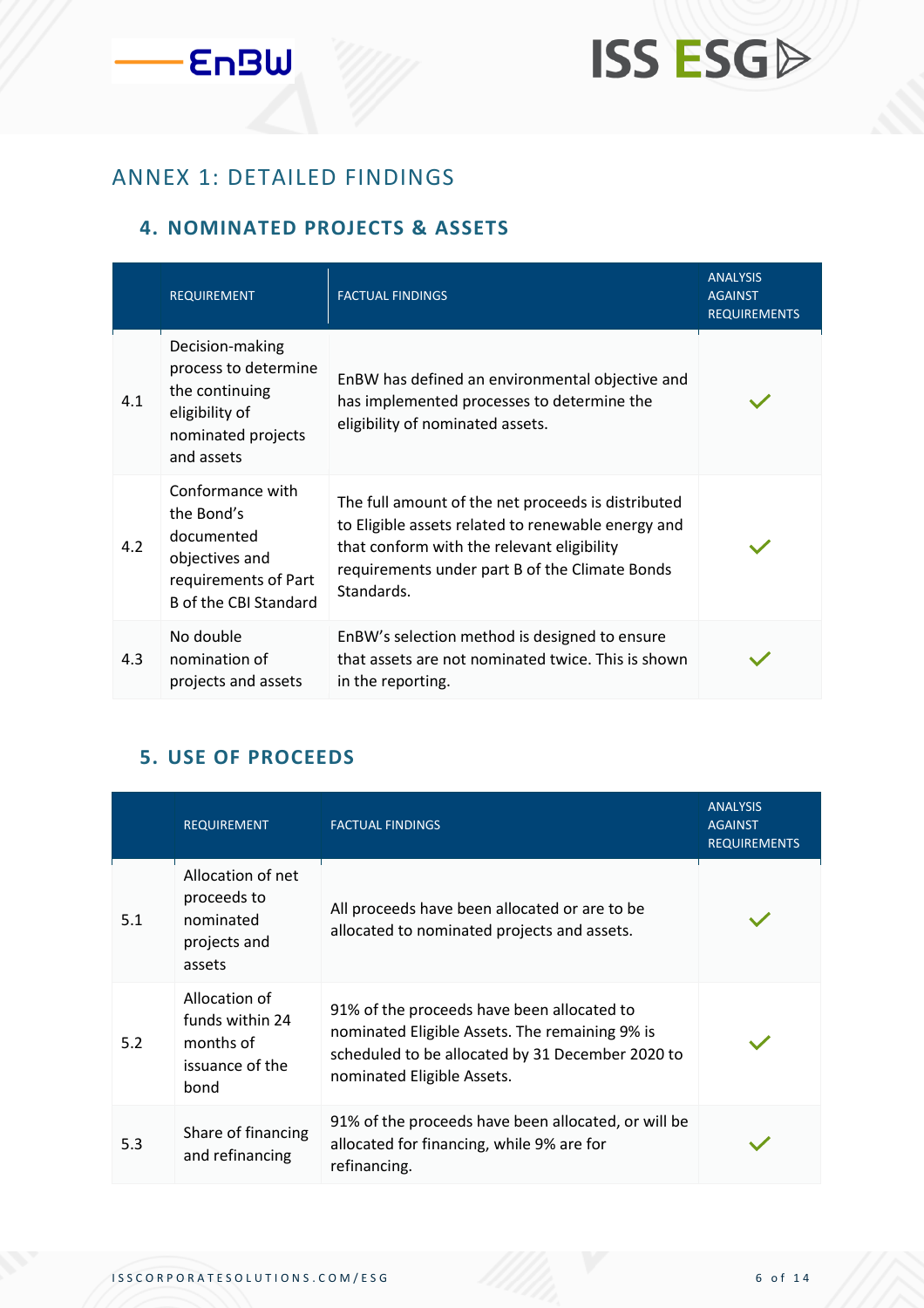# ANNEX 1: DETAILED FINDINGS

## 4. NOMINATED PROJECTS & ASSETS

| | REQUIREMENT | FACTUAL FINDINGS | ANALYSIS AGAINST REQUIREMENTS |
|---|---|---|---|
| 4.1 | Decision-making process to determine the continuing eligibility of nominated projects and assets | EnBW has defined an environmental objective and has implemented processes to determine the eligibility of nominated assets. | ✓ |
| 4.2 | Conformance with the Bond's documented objectives and requirements of Part B of the CBI Standard | The full amount of the net proceeds is distributed to Eligible assets related to renewable energy and that conform with the relevant eligibility requirements under part B of the Climate Bonds Standards. | ✓ |
| 4.3 | No double nomination of projects and assets | EnBW's selection method is designed to ensure that assets are not nominated twice. This is shown in the reporting. | ✓ |

## 5. USE OF PROCEEDS

| | REQUIREMENT | FACTUAL FINDINGS | ANALYSIS AGAINST REQUIREMENTS |
|---|---|---|---|
| 5.1 | Allocation of net proceeds to nominated projects and assets | All proceeds have been allocated or are to be allocated to nominated projects and assets. | ✓ |
| 5.2 | Allocation of funds within 24 months of issuance of the bond | 91% of the proceeds have been allocated to nominated Eligible Assets. The remaining 9% is scheduled to be allocated by 31 December 2020 to nominated Eligible Assets. | ✓ |
| 5.3 | Share of financing and refinancing | 91% of the proceeds have been allocated, or will be allocated for financing, while 9% are for refinancing. | ✓ |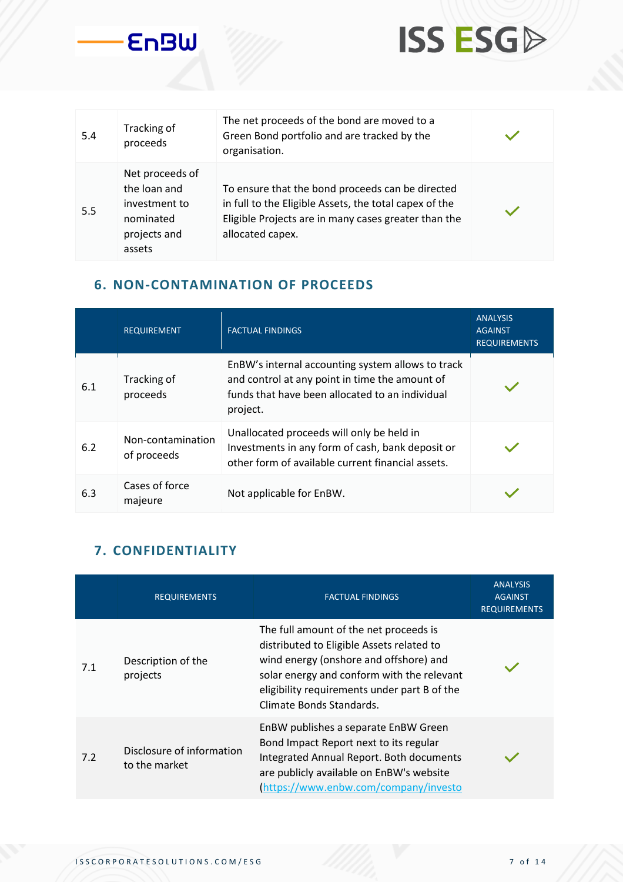| | | | |
|---|---|---|---|
| 5.4 | Tracking of proceeds | The net proceeds of the bond are moved to a Green Bond portfolio and are tracked by the organisation. | ✓ |
| 5.5 | Net proceeds of the loan and investment to nominated projects and assets | To ensure that the bond proceeds can be directed in full to the Eligible Assets, the total capex of the Eligible Projects are in many cases greater than the allocated capex. | ✓ |

## 6. NON-CONTAMINATION OF PROCEEDS

| | REQUIREMENT | FACTUAL FINDINGS | ANALYSIS AGAINST REQUIREMENTS |
|---|---|---|---|
| 6.1 | Tracking of proceeds | EnBW's internal accounting system allows to track and control at any point in time the amount of funds that have been allocated to an individual project. | ✓ |
| 6.2 | Non-contamination of proceeds | Unallocated proceeds will only be held in Investments in any form of cash, bank deposit or other form of available current financial assets. | ✓ |
| 6.3 | Cases of force majeure | Not applicable for EnBW. | ✓ |

## 7. CONFIDENTIALITY

| | REQUIREMENTS | FACTUAL FINDINGS | ANALYSIS AGAINST REQUIREMENTS |
|---|---|---|---|
| 7.1 | Description of the projects | The full amount of the net proceeds is distributed to Eligible Assets related to wind energy (onshore and offshore) and solar energy and conform with the relevant eligibility requirements under part B of the Climate Bonds Standards. | ✓ |
| 7.2 | Disclosure of information to the market | EnBW publishes a separate EnBW Green Bond Impact Report next to its regular Integrated Annual Report. Both documents are publicly available on EnBW's website (https://www.enbw.com/company/investo | ✓ |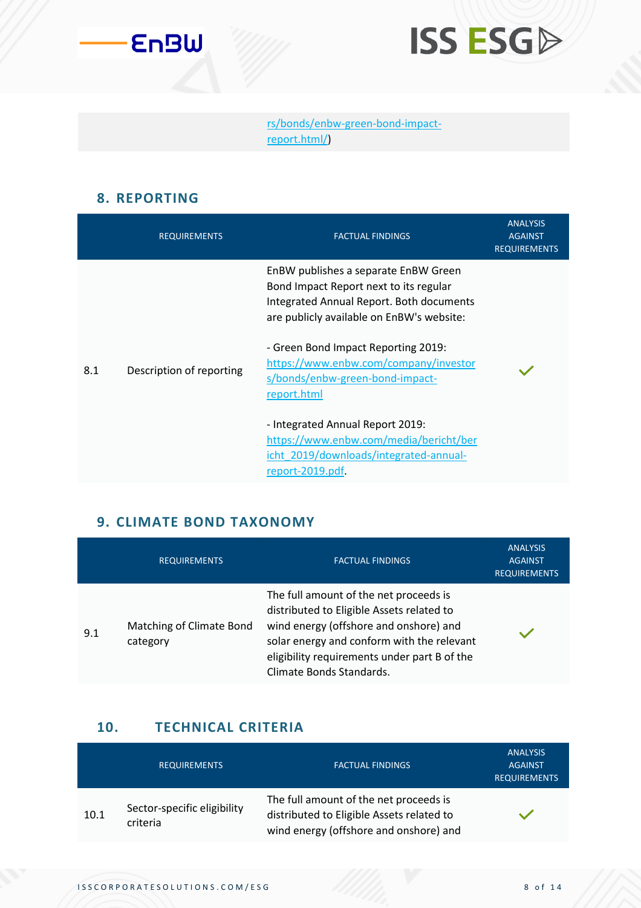| | | rs/bonds/enbw-green-bond-impact-report.html/) | |
|---|---|---|---|

## 8. REPORTING

| | REQUIREMENTS | FACTUAL FINDINGS | ANALYSIS AGAINST REQUIREMENTS |
|---|---|---|---|
| 8.1 | Description of reporting | EnBW publishes a separate EnBW Green Bond Impact Report next to its regular Integrated Annual Report. Both documents are publicly available on EnBW's website:<br><br>- Green Bond Impact Reporting 2019: https://www.enbw.com/company/investors/bonds/enbw-green-bond-impact-report.html<br><br>- Integrated Annual Report 2019: https://www.enbw.com/media/bericht/bericht_2019/downloads/integrated-annual-report-2019.pdf. | ✓ |

## 9. CLIMATE BOND TAXONOMY

| | REQUIREMENTS | FACTUAL FINDINGS | ANALYSIS AGAINST REQUIREMENTS |
|---|---|---|---|
| 9.1 | Matching of Climate Bond category | The full amount of the net proceeds is distributed to Eligible Assets related to wind energy (offshore and onshore) and solar energy and conform with the relevant eligibility requirements under part B of the Climate Bonds Standards. | ✓ |

## 10. TECHNICAL CRITERIA

| | REQUIREMENTS | FACTUAL FINDINGS | ANALYSIS AGAINST REQUIREMENTS |
|---|---|---|---|
| 10.1 | Sector-specific eligibility criteria | The full amount of the net proceeds is distributed to Eligible Assets related to wind energy (offshore and onshore) and | ✓ |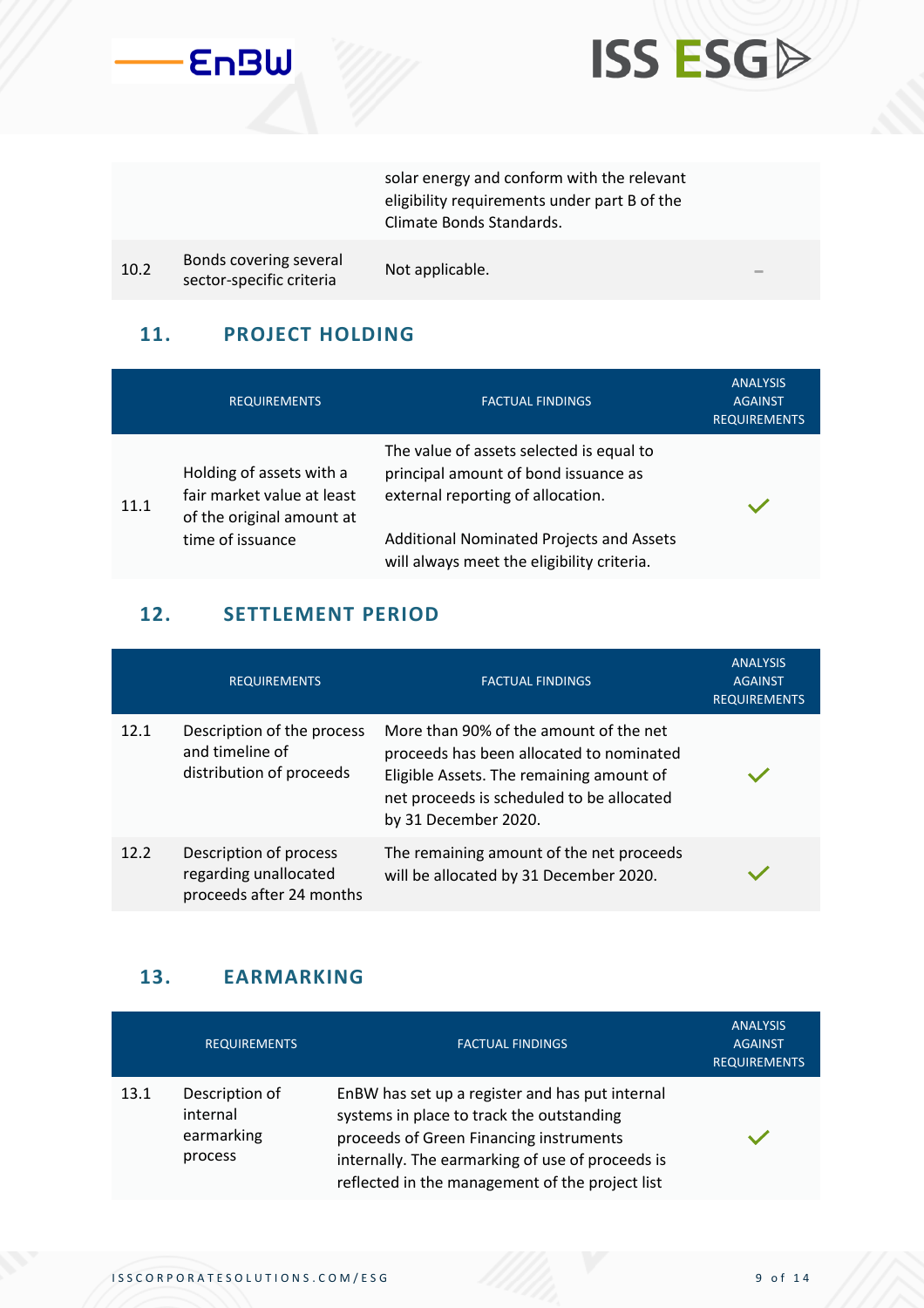| | | | |
|---|---|---|---|
| | | solar energy and conform with the relevant eligibility requirements under part B of the Climate Bonds Standards. | |
| 10.2 | Bonds covering several sector-specific criteria | Not applicable. | – |

## 11. PROJECT HOLDING

| | REQUIREMENTS | FACTUAL FINDINGS | ANALYSIS AGAINST REQUIREMENTS |
|---|---|---|---|
| 11.1 | Holding of assets with a fair market value at least of the original amount at time of issuance | The value of assets selected is equal to principal amount of bond issuance as external reporting of allocation.<br><br>Additional Nominated Projects and Assets will always meet the eligibility criteria. | ✓ |

## 12. SETTLEMENT PERIOD

| | REQUIREMENTS | FACTUAL FINDINGS | ANALYSIS AGAINST REQUIREMENTS |
|---|---|---|---|
| 12.1 | Description of the process and timeline of distribution of proceeds | More than 90% of the amount of the net proceeds has been allocated to nominated Eligible Assets. The remaining amount of net proceeds is scheduled to be allocated by 31 December 2020. | ✓ |
| 12.2 | Description of process regarding unallocated proceeds after 24 months | The remaining amount of the net proceeds will be allocated by 31 December 2020. | ✓ |

## 13. EARMARKING

| | REQUIREMENTS | FACTUAL FINDINGS | ANALYSIS AGAINST REQUIREMENTS |
|---|---|---|---|
| 13.1 | Description of internal earmarking process | EnBW has set up a register and has put internal systems in place to track the outstanding proceeds of Green Financing instruments internally. The earmarking of use of proceeds is reflected in the management of the project list | ✓ |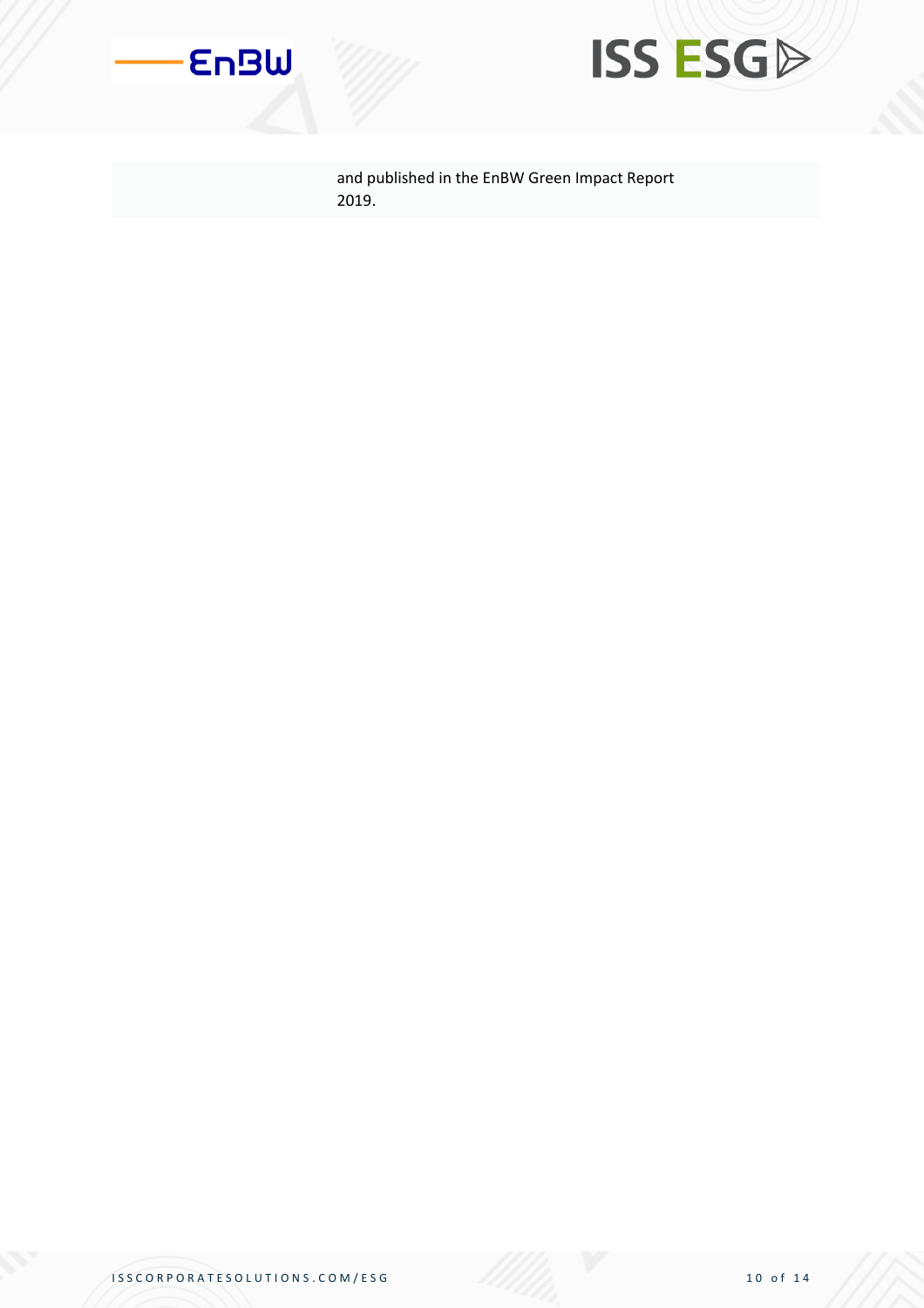|  | and published in the EnBW Green Impact Report 2019. |
|---|---|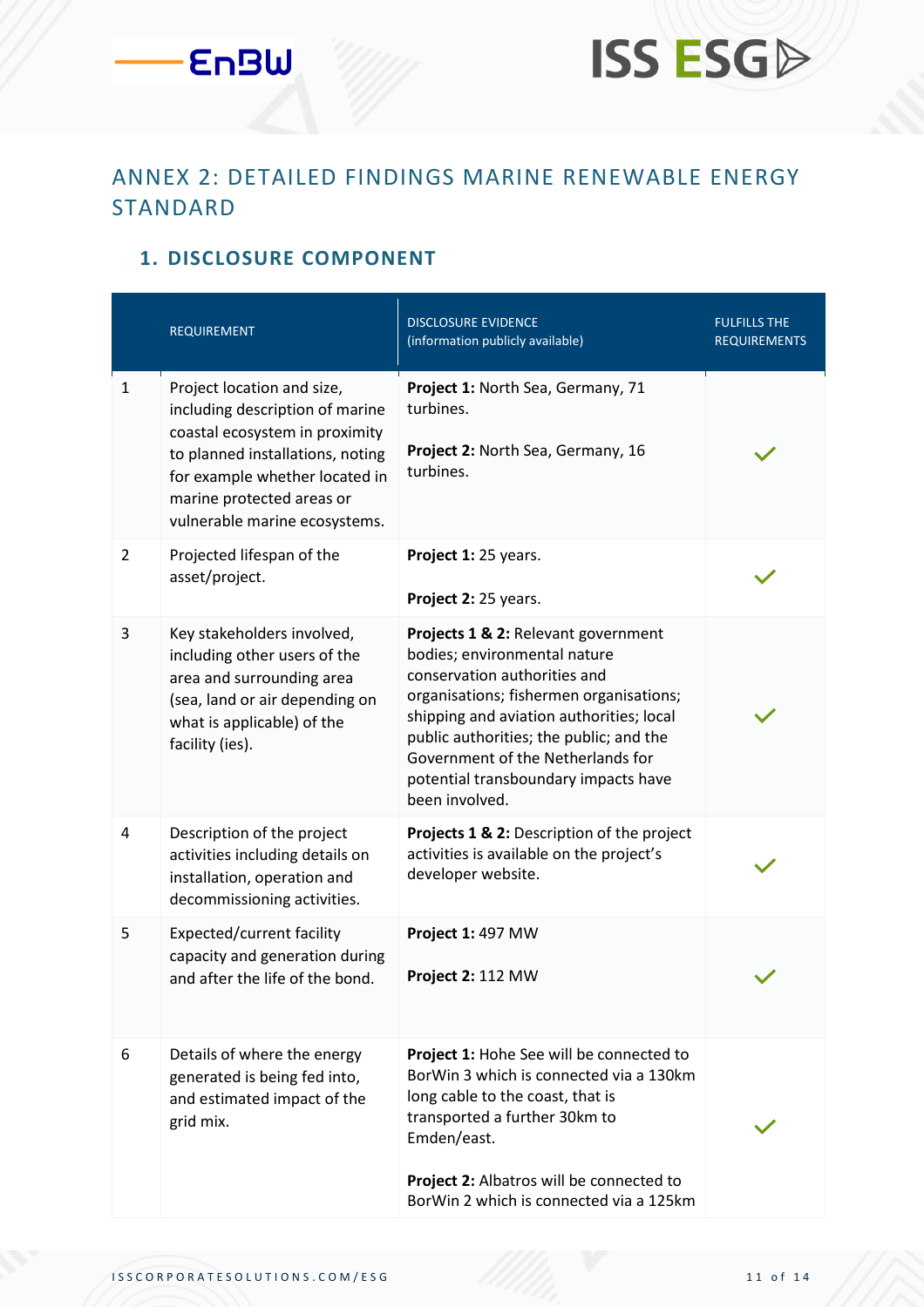# ANNEX 2: DETAILED FINDINGS MARINE RENEWABLE ENERGY STANDARD

## 1. DISCLOSURE COMPONENT

| | REQUIREMENT | DISCLOSURE EVIDENCE (information publicly available) | FULFILLS THE REQUIREMENTS |
|---|---|---|---|
| 1 | Project location and size, including description of marine coastal ecosystem in proximity to planned installations, noting for example whether located in marine protected areas or vulnerable marine ecosystems. | **Project 1:** North Sea, Germany, 71 turbines.<br><br>**Project 2:** North Sea, Germany, 16 turbines. | ✓ |
| 2 | Projected lifespan of the asset/project. | **Project 1:** 25 years.<br><br>**Project 2:** 25 years. | ✓ |
| 3 | Key stakeholders involved, including other users of the area and surrounding area (sea, land or air depending on what is applicable) of the facility (ies). | **Projects 1 & 2:** Relevant government bodies; environmental nature conservation authorities and organisations; fishermen organisations; shipping and aviation authorities; local public authorities; the public; and the Government of the Netherlands for potential transboundary impacts have been involved. | ✓ |
| 4 | Description of the project activities including details on installation, operation and decommissioning activities. | **Projects 1 & 2:** Description of the project activities is available on the project's developer website. | ✓ |
| 5 | Expected/current facility capacity and generation during and after the life of the bond. | **Project 1:** 497 MW<br><br>**Project 2:** 112 MW | ✓ |
| 6 | Details of where the energy generated is being fed into, and estimated impact of the grid mix. | **Project 1:** Hohe See will be connected to BorWin 3 which is connected via a 130km long cable to the coast, that is transported a further 30km to Emden/east.<br><br>**Project 2:** Albatros will be connected to BorWin 2 which is connected via a 125km | ✓ |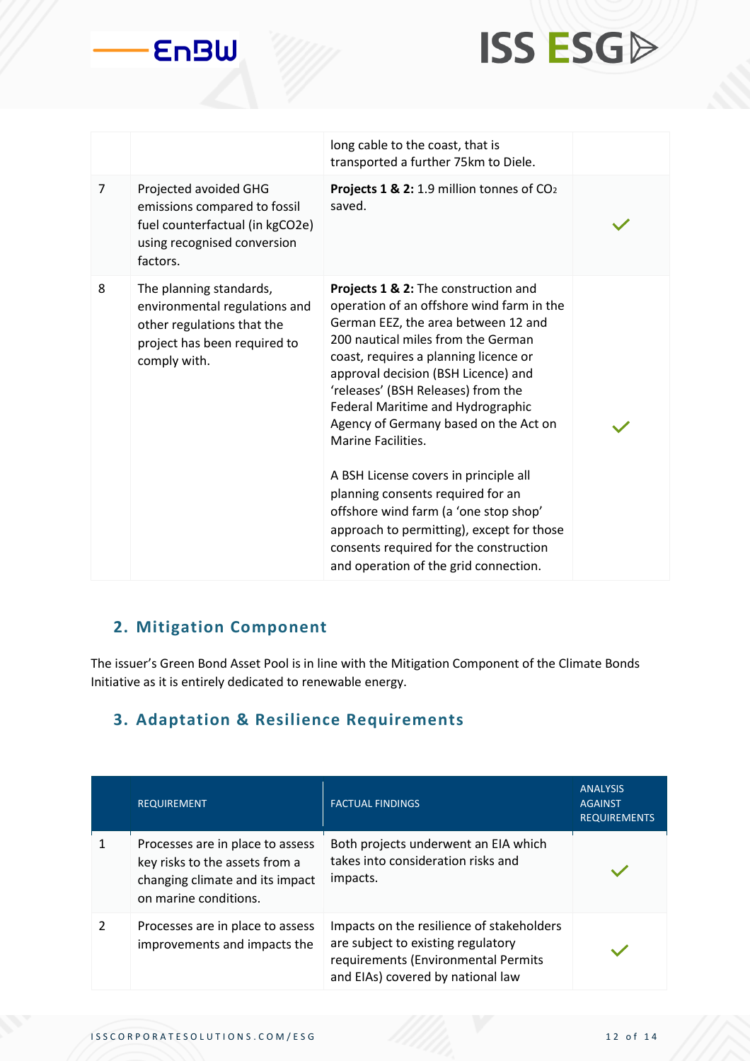| | | | |
|---|---|---|---|
| | | long cable to the coast, that is transported a further 75km to Diele. | |
| 7 | Projected avoided GHG emissions compared to fossil fuel counterfactual (in kgCO2e) using recognised conversion factors. | **Projects 1 & 2:** 1.9 million tonnes of $CO_2$ saved. | ✓ |
| 8 | The planning standards, environmental regulations and other regulations that the project has been required to comply with. | **Projects 1 & 2:** The construction and operation of an offshore wind farm in the German EEZ, the area between 12 and 200 nautical miles from the German coast, requires a planning licence or approval decision (BSH Licence) and 'releases' (BSH Releases) from the Federal Maritime and Hydrographic Agency of Germany based on the Act on Marine Facilities.<br><br>A BSH License covers in principle all planning consents required for an offshore wind farm (a 'one stop shop' approach to permitting), except for those consents required for the construction and operation of the grid connection. | ✓ |

## 2. Mitigation Component

The issuer's Green Bond Asset Pool is in line with the Mitigation Component of the Climate Bonds Initiative as it is entirely dedicated to renewable energy.

## 3. Adaptation & Resilience Requirements

| | REQUIREMENT | FACTUAL FINDINGS | ANALYSIS AGAINST REQUIREMENTS |
|---|---|---|---|
| 1 | Processes are in place to assess key risks to the assets from a changing climate and its impact on marine conditions. | Both projects underwent an EIA which takes into consideration risks and impacts. | ✓ |
| 2 | Processes are in place to assess improvements and impacts the | Impacts on the resilience of stakeholders are subject to existing regulatory requirements (Environmental Permits and EIAs) covered by national law | ✓ |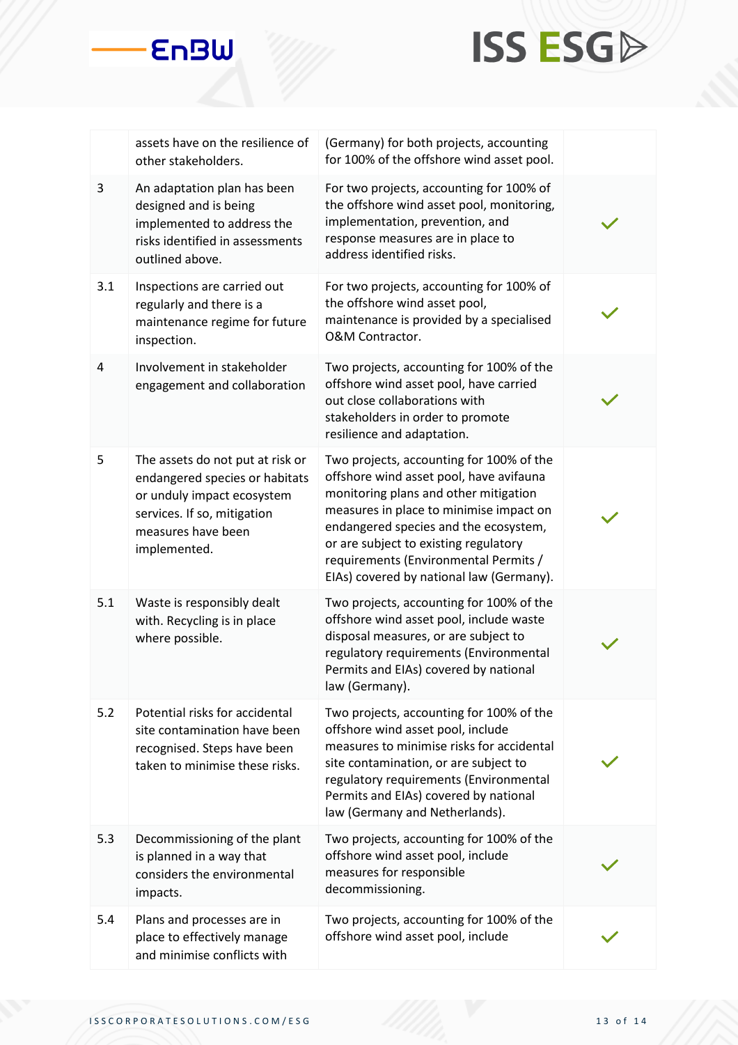|  | assets have on the resilience of other stakeholders. | (Germany) for both projects, accounting for 100% of the offshore wind asset pool. |  |
|---|---|---|---|
| 3 | An adaptation plan has been designed and is being implemented to address the risks identified in assessments outlined above. | For two projects, accounting for 100% of the offshore wind asset pool, monitoring, implementation, prevention, and response measures are in place to address identified risks. | ✓ |
| 3.1 | Inspections are carried out regularly and there is a maintenance regime for future inspection. | For two projects, accounting for 100% of the offshore wind asset pool, maintenance is provided by a specialised O&M Contractor. | ✓ |
| 4 | Involvement in stakeholder engagement and collaboration | Two projects, accounting for 100% of the offshore wind asset pool, have carried out close collaborations with stakeholders in order to promote resilience and adaptation. | ✓ |
| 5 | The assets do not put at risk or endangered species or habitats or unduly impact ecosystem services. If so, mitigation measures have been implemented. | Two projects, accounting for 100% of the offshore wind asset pool, have avifauna monitoring plans and other mitigation measures in place to minimise impact on endangered species and the ecosystem, or are subject to existing regulatory requirements (Environmental Permits / EIAs) covered by national law (Germany). | ✓ |
| 5.1 | Waste is responsibly dealt with. Recycling is in place where possible. | Two projects, accounting for 100% of the offshore wind asset pool, include waste disposal measures, or are subject to regulatory requirements (Environmental Permits and EIAs) covered by national law (Germany). | ✓ |
| 5.2 | Potential risks for accidental site contamination have been recognised. Steps have been taken to minimise these risks. | Two projects, accounting for 100% of the offshore wind asset pool, include measures to minimise risks for accidental site contamination, or are subject to regulatory requirements (Environmental Permits and EIAs) covered by national law (Germany and Netherlands). | ✓ |
| 5.3 | Decommissioning of the plant is planned in a way that considers the environmental impacts. | Two projects, accounting for 100% of the offshore wind asset pool, include measures for responsible decommissioning. | ✓ |
| 5.4 | Plans and processes are in place to effectively manage and minimise conflicts with | Two projects, accounting for 100% of the offshore wind asset pool, include | ✓ |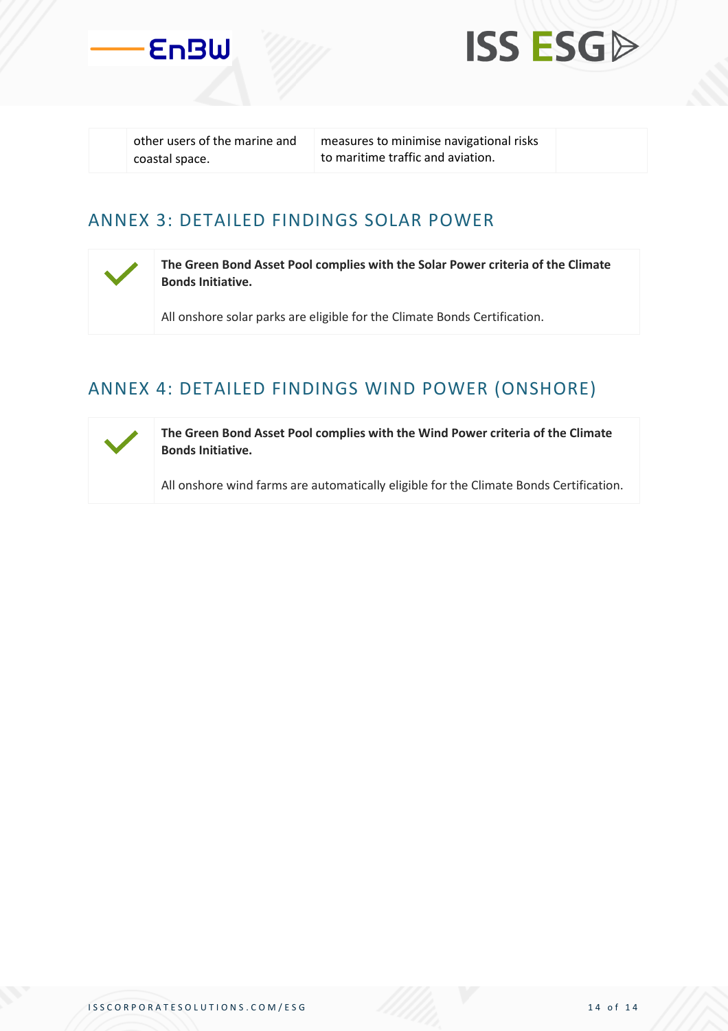| | | | |
|---|---|---|---|
| | other users of the marine and coastal space. | measures to minimise navigational risks to maritime traffic and aviation. | |

## ANNEX 3: DETAILED FINDINGS SOLAR POWER

| | |
|---|---|
| ✓ | **The Green Bond Asset Pool complies with the Solar Power criteria of the Climate Bonds Initiative.**<br><br>All onshore solar parks are eligible for the Climate Bonds Certification. |

## ANNEX 4: DETAILED FINDINGS WIND POWER (ONSHORE)

| | |
|---|---|
| ✓ | **The Green Bond Asset Pool complies with the Wind Power criteria of the Climate Bonds Initiative.**<br><br>All onshore wind farms are automatically eligible for the Climate Bonds Certification. |